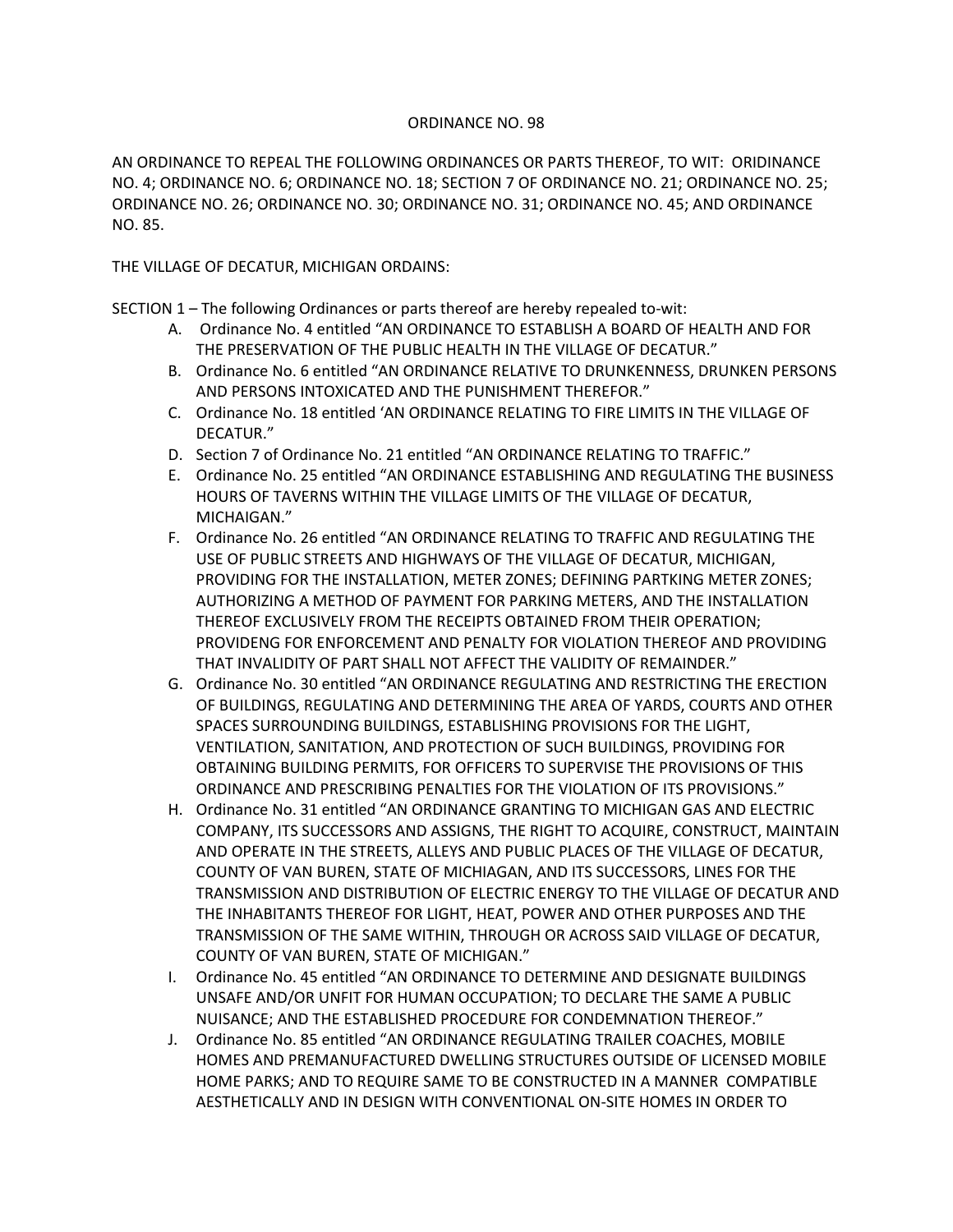ORDINANCE NO. 98

AN ORDINANCE TO REPEAL THE FOLLOWING ORDINANCES OR PARTS THEREOF, TO WIT: ORIDINANCE NO. 4; ORDINANCE NO. 6; ORDINANCE NO. 18; SECTION 7 OF ORDINANCE NO. 21; ORDINANCE NO. 25; ORDINANCE NO. 26; ORDINANCE NO. 30; ORDINANCE NO. 31; ORDINANCE NO. 45; AND ORDINANCE NO. 85.

THE VILLAGE OF DECATUR, MICHIGAN ORDAINS:

SECTION 1 – The following Ordinances or parts thereof are hereby repealed to-wit:

A. Ordinance No. 4 entitled "AN ORDINANCE TO ESTABLISH A BOARD OF HEALTH AND FOR THE PRESERVATION OF THE PUBLIC HEALTH IN THE VILLAGE OF DECATUR."
B. Ordinance No. 6 entitled "AN ORDINANCE RELATIVE TO DRUNKENNESS, DRUNKEN PERSONS AND PERSONS INTOXICATED AND THE PUNISHMENT THEREFOR."
C. Ordinance No. 18 entitled 'AN ORDINANCE RELATING TO FIRE LIMITS IN THE VILLAGE OF DECATUR."
D. Section 7 of Ordinance No. 21 entitled "AN ORDINANCE RELATING TO TRAFFIC."
E. Ordinance No. 25 entitled "AN ORDINANCE ESTABLISHING AND REGULATING THE BUSINESS HOURS OF TAVERNS WITHIN THE VILLAGE LIMITS OF THE VILLAGE OF DECATUR, MICHAIGAN."
F. Ordinance No. 26 entitled "AN ORDINANCE RELATING TO TRAFFIC AND REGULATING THE USE OF PUBLIC STREETS AND HIGHWAYS OF THE VILLAGE OF DECATUR, MICHIGAN, PROVIDING FOR THE INSTALLATION, METER ZONES; DEFINING PARTKING METER ZONES; AUTHORIZING A METHOD OF PAYMENT FOR PARKING METERS, AND THE INSTALLATION THEREOF EXCLUSIVELY FROM THE RECEIPTS OBTAINED FROM THEIR OPERATION; PROVIDENG FOR ENFORCEMENT AND PENALTY FOR VIOLATION THEREOF AND PROVIDING THAT INVALIDITY OF PART SHALL NOT AFFECT THE VALIDITY OF REMAINDER."
G. Ordinance No. 30 entitled "AN ORDINANCE REGULATING AND RESTRICTING THE ERECTION OF BUILDINGS, REGULATING AND DETERMINING THE AREA OF YARDS, COURTS AND OTHER SPACES SURROUNDING BUILDINGS, ESTABLISHING PROVISIONS FOR THE LIGHT, VENTILATION, SANITATION, AND PROTECTION OF SUCH BUILDINGS, PROVIDING FOR OBTAINING BUILDING PERMITS, FOR OFFICERS TO SUPERVISE THE PROVISIONS OF THIS ORDINANCE AND PRESCRIBING PENALTIES FOR THE VIOLATION OF ITS PROVISIONS."
H. Ordinance No. 31 entitled "AN ORDINANCE GRANTING TO MICHIGAN GAS AND ELECTRIC COMPANY, ITS SUCCESSORS AND ASSIGNS, THE RIGHT TO ACQUIRE, CONSTRUCT, MAINTAIN AND OPERATE IN THE STREETS, ALLEYS AND PUBLIC PLACES OF THE VILLAGE OF DECATUR, COUNTY OF VAN BUREN, STATE OF MICHIAGAN, AND ITS SUCCESSORS, LINES FOR THE TRANSMISSION AND DISTRIBUTION OF ELECTRIC ENERGY TO THE VILLAGE OF DECATUR AND THE INHABITANTS THEREOF FOR LIGHT, HEAT, POWER AND OTHER PURPOSES AND THE TRANSMISSION OF THE SAME WITHIN, THROUGH OR ACROSS SAID VILLAGE OF DECATUR, COUNTY OF VAN BUREN, STATE OF MICHIGAN."
I. Ordinance No. 45 entitled "AN ORDINANCE TO DETERMINE AND DESIGNATE BUILDINGS UNSAFE AND/OR UNFIT FOR HUMAN OCCUPATION; TO DECLARE THE SAME A PUBLIC NUISANCE; AND THE ESTABLISHED PROCEDURE FOR CONDEMNATION THEREOF."
J. Ordinance No. 85 entitled "AN ORDINANCE REGULATING TRAILER COACHES, MOBILE HOMES AND PREMANUFACTURED DWELLING STRUCTURES OUTSIDE OF LICENSED MOBILE HOME PARKS; AND TO REQUIRE SAME TO BE CONSTRUCTED IN A MANNER COMPATIBLE AESTHETICALLY AND IN DESIGN WITH CONVENTIONAL ON-SITE HOMES IN ORDER TO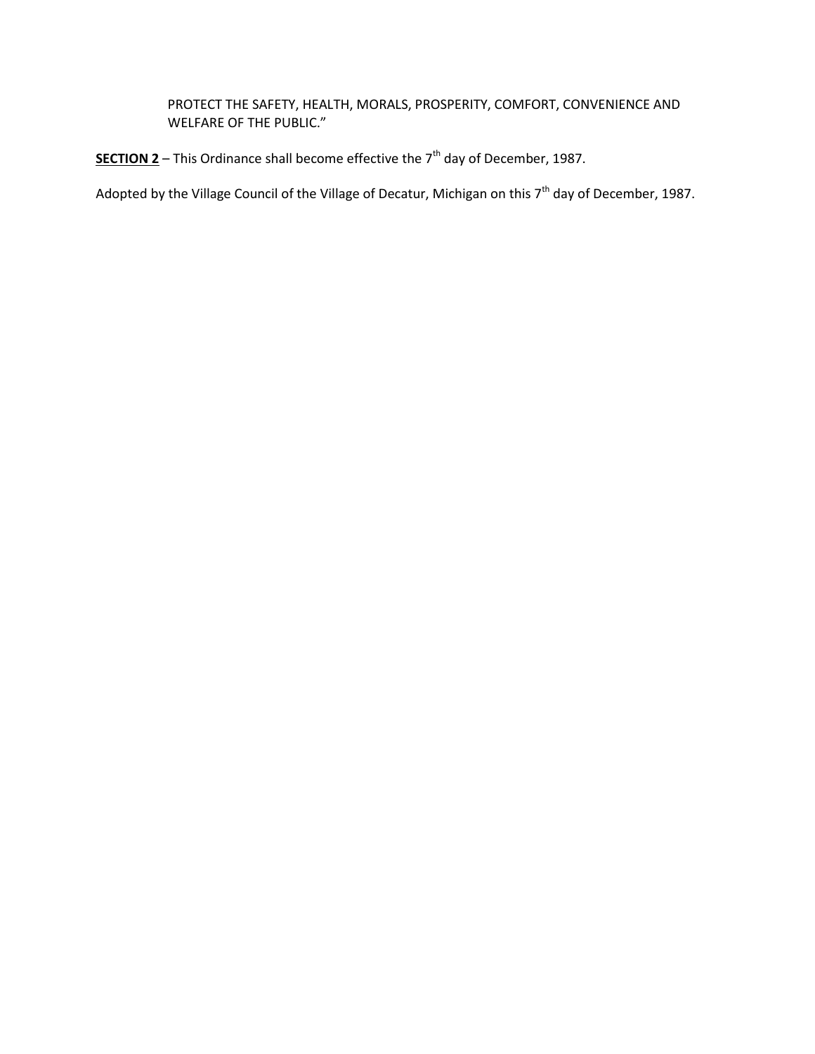PROTECT THE SAFETY, HEALTH, MORALS, PROSPERITY, COMFORT, CONVENIENCE AND WELFARE OF THE PUBLIC."

**SECTION 2** – This Ordinance shall become effective the 7th day of December, 1987.

Adopted by the Village Council of the Village of Decatur, Michigan on this 7th day of December, 1987.